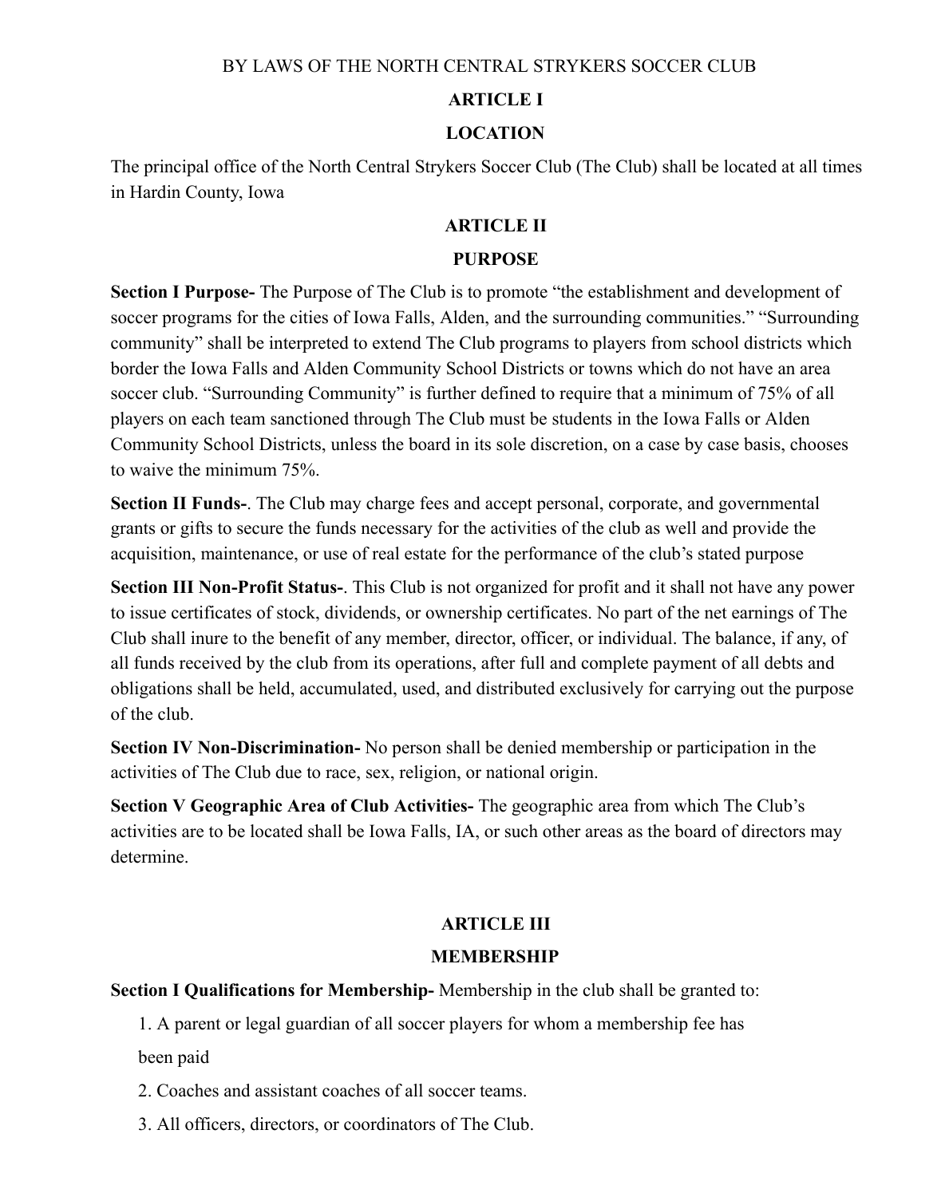# BY LAWS OF THE NORTH CENTRAL STRYKERS SOCCER CLUB

## ARTICLE I

## LOCATION

The principal office of the North Central Strykers Soccer Club (The Club) shall be located at all times in Hardin County, Iowa

## ARTICLE II

## PURPOSE

**Section I Purpose-** The Purpose of The Club is to promote "the establishment and development of soccer programs for the cities of Iowa Falls, Alden, and the surrounding communities." "Surrounding community" shall be interpreted to extend The Club programs to players from school districts which border the Iowa Falls and Alden Community School Districts or towns which do not have an area soccer club. "Surrounding Community" is further defined to require that a minimum of 75% of all players on each team sanctioned through The Club must be students in the Iowa Falls or Alden Community School Districts, unless the board in its sole discretion, on a case by case basis, chooses to waive the minimum 75%.

**Section II Funds-**. The Club may charge fees and accept personal, corporate, and governmental grants or gifts to secure the funds necessary for the activities of the club as well and provide the acquisition, maintenance, or use of real estate for the performance of the club's stated purpose

**Section III Non-Profit Status-**. This Club is not organized for profit and it shall not have any power to issue certificates of stock, dividends, or ownership certificates. No part of the net earnings of The Club shall inure to the benefit of any member, director, officer, or individual. The balance, if any, of all funds received by the club from its operations, after full and complete payment of all debts and obligations shall be held, accumulated, used, and distributed exclusively for carrying out the purpose of the club.

**Section IV Non-Discrimination-** No person shall be denied membership or participation in the activities of The Club due to race, sex, religion, or national origin.

**Section V Geographic Area of Club Activities-** The geographic area from which The Club's activities are to be located shall be Iowa Falls, IA, or such other areas as the board of directors may determine.

## ARTICLE III

## MEMBERSHIP

**Section I Qualifications for Membership-** Membership in the club shall be granted to:

1. A parent or legal guardian of all soccer players for whom a membership fee has been paid
2. Coaches and assistant coaches of all soccer teams.
3. All officers, directors, or coordinators of The Club.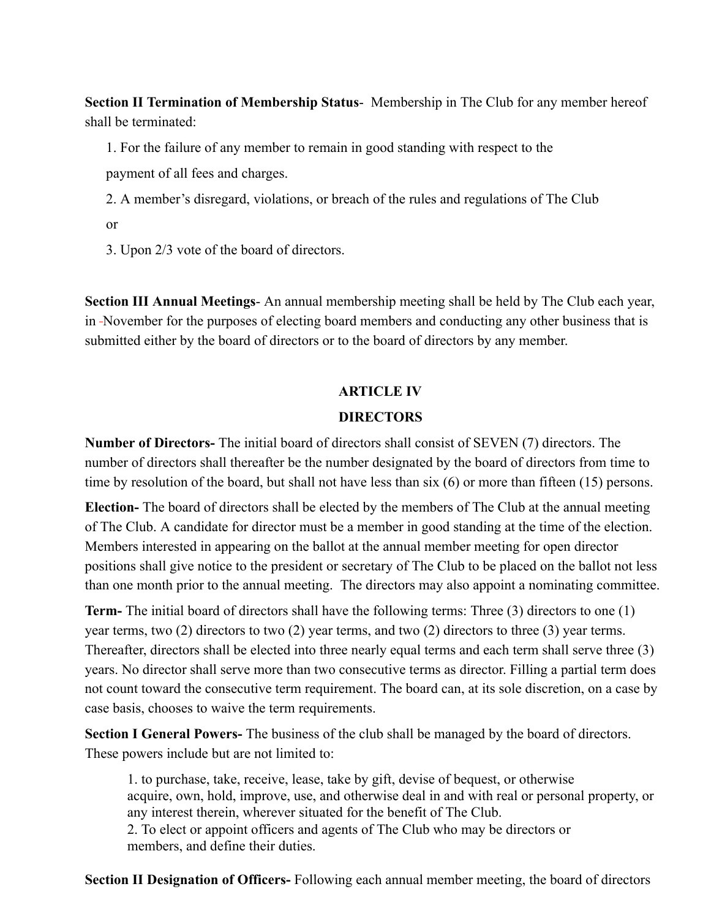**Section II Termination of Membership Status**- Membership in The Club for any member hereof shall be terminated:

1. For the failure of any member to remain in good standing with respect to the payment of all fees and charges.
2. A member's disregard, violations, or breach of the rules and regulations of The Club or
3. Upon 2/3 vote of the board of directors.

**Section III Annual Meetings**- An annual membership meeting shall be held by The Club each year, in November for the purposes of electing board members and conducting any other business that is submitted either by the board of directors or to the board of directors by any member.

## ARTICLE IV

## DIRECTORS

**Number of Directors-** The initial board of directors shall consist of SEVEN (7) directors. The number of directors shall thereafter be the number designated by the board of directors from time to time by resolution of the board, but shall not have less than six (6) or more than fifteen (15) persons.

**Election-** The board of directors shall be elected by the members of The Club at the annual meeting of The Club. A candidate for director must be a member in good standing at the time of the election. Members interested in appearing on the ballot at the annual member meeting for open director positions shall give notice to the president or secretary of The Club to be placed on the ballot not less than one month prior to the annual meeting. The directors may also appoint a nominating committee.

**Term-** The initial board of directors shall have the following terms: Three (3) directors to one (1) year terms, two (2) directors to two (2) year terms, and two (2) directors to three (3) year terms. Thereafter, directors shall be elected into three nearly equal terms and each term shall serve three (3) years. No director shall serve more than two consecutive terms as director. Filling a partial term does not count toward the consecutive term requirement. The board can, at its sole discretion, on a case by case basis, chooses to waive the term requirements.

**Section I General Powers-** The business of the club shall be managed by the board of directors. These powers include but are not limited to:

1. to purchase, take, receive, lease, take by gift, devise of bequest, or otherwise acquire, own, hold, improve, use, and otherwise deal in and with real or personal property, or any interest therein, wherever situated for the benefit of The Club.
2. To elect or appoint officers and agents of The Club who may be directors or members, and define their duties.

**Section II Designation of Officers-** Following each annual member meeting, the board of directors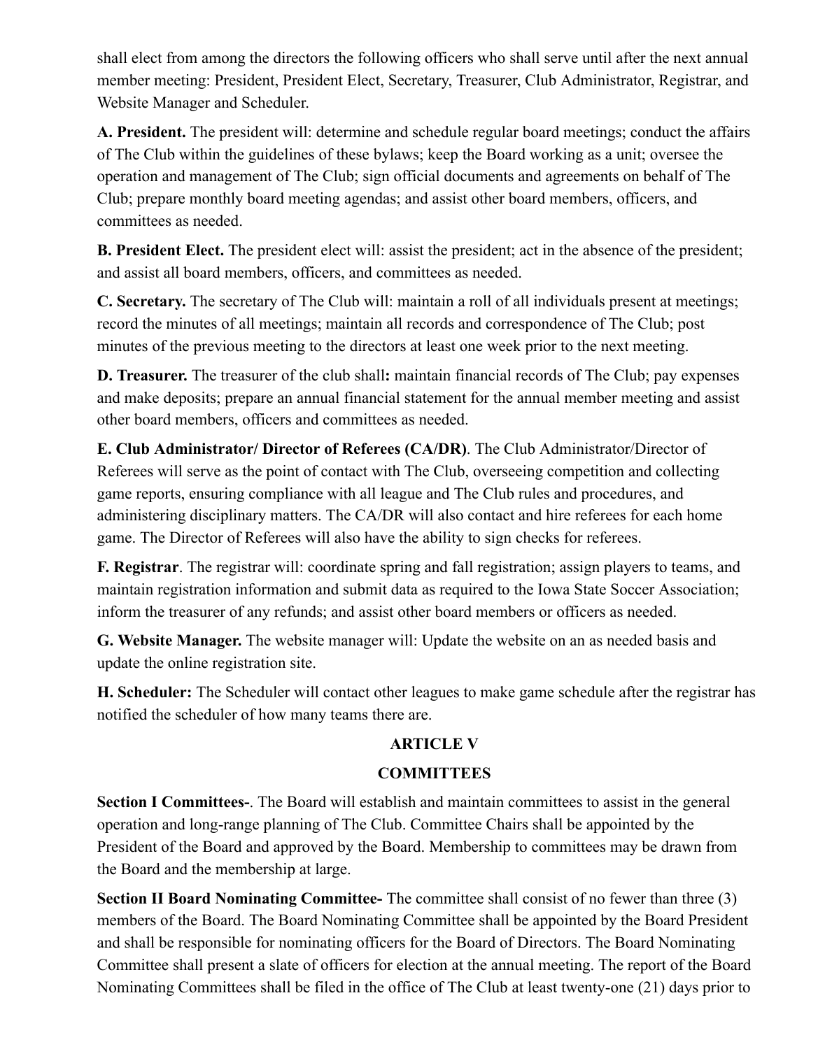shall elect from among the directors the following officers who shall serve until after the next annual member meeting: President, President Elect, Secretary, Treasurer, Club Administrator, Registrar, and Website Manager and Scheduler.

**A. President.** The president will: determine and schedule regular board meetings; conduct the affairs of The Club within the guidelines of these bylaws; keep the Board working as a unit; oversee the operation and management of The Club; sign official documents and agreements on behalf of The Club; prepare monthly board meeting agendas; and assist other board members, officers, and committees as needed.

**B. President Elect.** The president elect will: assist the president; act in the absence of the president; and assist all board members, officers, and committees as needed.

**C. Secretary.** The secretary of The Club will: maintain a roll of all individuals present at meetings; record the minutes of all meetings; maintain all records and correspondence of The Club; post minutes of the previous meeting to the directors at least one week prior to the next meeting.

**D. Treasurer.** The treasurer of the club shall**:** maintain financial records of The Club; pay expenses and make deposits; prepare an annual financial statement for the annual member meeting and assist other board members, officers and committees as needed.

**E. Club Administrator/ Director of Referees (CA/DR)**. The Club Administrator/Director of Referees will serve as the point of contact with The Club, overseeing competition and collecting game reports, ensuring compliance with all league and The Club rules and procedures, and administering disciplinary matters. The CA/DR will also contact and hire referees for each home game. The Director of Referees will also have the ability to sign checks for referees.

**F. Registrar**. The registrar will: coordinate spring and fall registration; assign players to teams, and maintain registration information and submit data as required to the Iowa State Soccer Association; inform the treasurer of any refunds; and assist other board members or officers as needed.

**G. Website Manager.** The website manager will: Update the website on an as needed basis and update the online registration site.

**H. Scheduler:** The Scheduler will contact other leagues to make game schedule after the registrar has notified the scheduler of how many teams there are.

## ARTICLE V

## COMMITTEES

**Section I Committees-**. The Board will establish and maintain committees to assist in the general operation and long-range planning of The Club. Committee Chairs shall be appointed by the President of the Board and approved by the Board. Membership to committees may be drawn from the Board and the membership at large.

**Section II Board Nominating Committee-** The committee shall consist of no fewer than three (3) members of the Board. The Board Nominating Committee shall be appointed by the Board President and shall be responsible for nominating officers for the Board of Directors. The Board Nominating Committee shall present a slate of officers for election at the annual meeting. The report of the Board Nominating Committees shall be filed in the office of The Club at least twenty-one (21) days prior to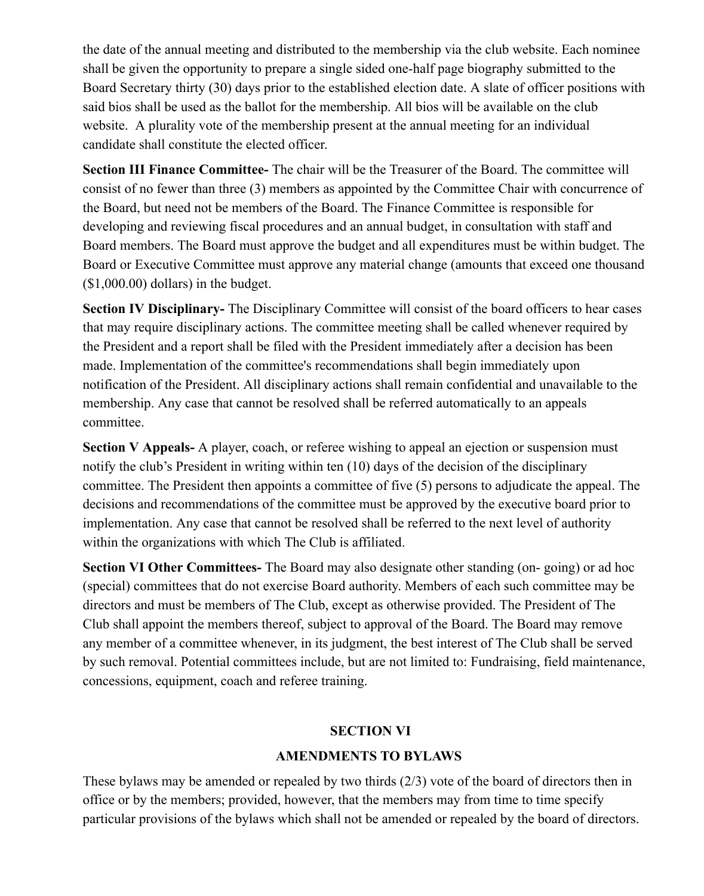the date of the annual meeting and distributed to the membership via the club website. Each nominee shall be given the opportunity to prepare a single sided one-half page biography submitted to the Board Secretary thirty (30) days prior to the established election date. A slate of officer positions with said bios shall be used as the ballot for the membership. All bios will be available on the club website. A plurality vote of the membership present at the annual meeting for an individual candidate shall constitute the elected officer.

**Section III Finance Committee-** The chair will be the Treasurer of the Board. The committee will consist of no fewer than three (3) members as appointed by the Committee Chair with concurrence of the Board, but need not be members of the Board. The Finance Committee is responsible for developing and reviewing fiscal procedures and an annual budget, in consultation with staff and Board members. The Board must approve the budget and all expenditures must be within budget. The Board or Executive Committee must approve any material change (amounts that exceed one thousand ($1,000.00) dollars) in the budget.

**Section IV Disciplinary-** The Disciplinary Committee will consist of the board officers to hear cases that may require disciplinary actions. The committee meeting shall be called whenever required by the President and a report shall be filed with the President immediately after a decision has been made. Implementation of the committee's recommendations shall begin immediately upon notification of the President. All disciplinary actions shall remain confidential and unavailable to the membership. Any case that cannot be resolved shall be referred automatically to an appeals committee.

**Section V Appeals-** A player, coach, or referee wishing to appeal an ejection or suspension must notify the club's President in writing within ten (10) days of the decision of the disciplinary committee. The President then appoints a committee of five (5) persons to adjudicate the appeal. The decisions and recommendations of the committee must be approved by the executive board prior to implementation. Any case that cannot be resolved shall be referred to the next level of authority within the organizations with which The Club is affiliated.

**Section VI Other Committees-** The Board may also designate other standing (on- going) or ad hoc (special) committees that do not exercise Board authority. Members of each such committee may be directors and must be members of The Club, except as otherwise provided. The President of The Club shall appoint the members thereof, subject to approval of the Board. The Board may remove any member of a committee whenever, in its judgment, the best interest of The Club shall be served by such removal. Potential committees include, but are not limited to: Fundraising, field maintenance, concessions, equipment, coach and referee training.

## SECTION VI

## AMENDMENTS TO BYLAWS

These bylaws may be amended or repealed by two thirds (2/3) vote of the board of directors then in office or by the members; provided, however, that the members may from time to time specify particular provisions of the bylaws which shall not be amended or repealed by the board of directors.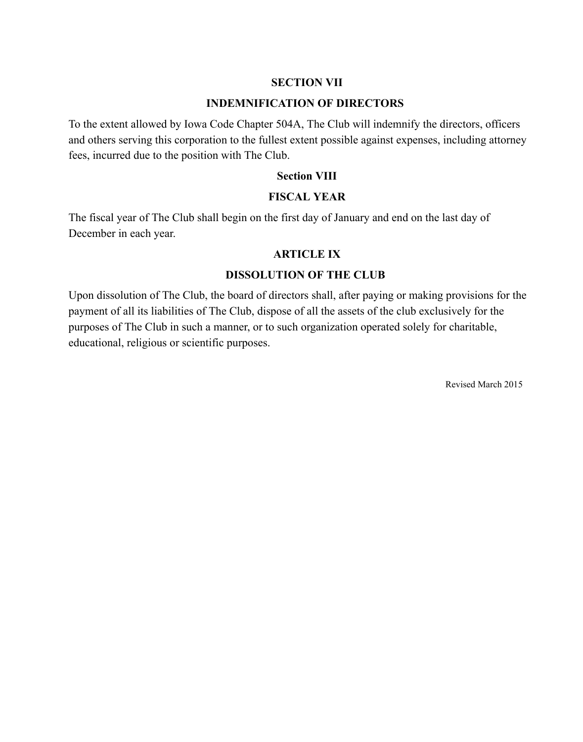## SECTION VII

## INDEMNIFICATION OF DIRECTORS

To the extent allowed by Iowa Code Chapter 504A, The Club will indemnify the directors, officers and others serving this corporation to the fullest extent possible against expenses, including attorney fees, incurred due to the position with The Club.

## Section VIII

## FISCAL YEAR

The fiscal year of The Club shall begin on the first day of January and end on the last day of December in each year.

## ARTICLE IX

## DISSOLUTION OF THE CLUB

Upon dissolution of The Club, the board of directors shall, after paying or making provisions for the payment of all its liabilities of The Club, dispose of all the assets of the club exclusively for the purposes of The Club in such a manner, or to such organization operated solely for charitable, educational, religious or scientific purposes.

Revised March 2015